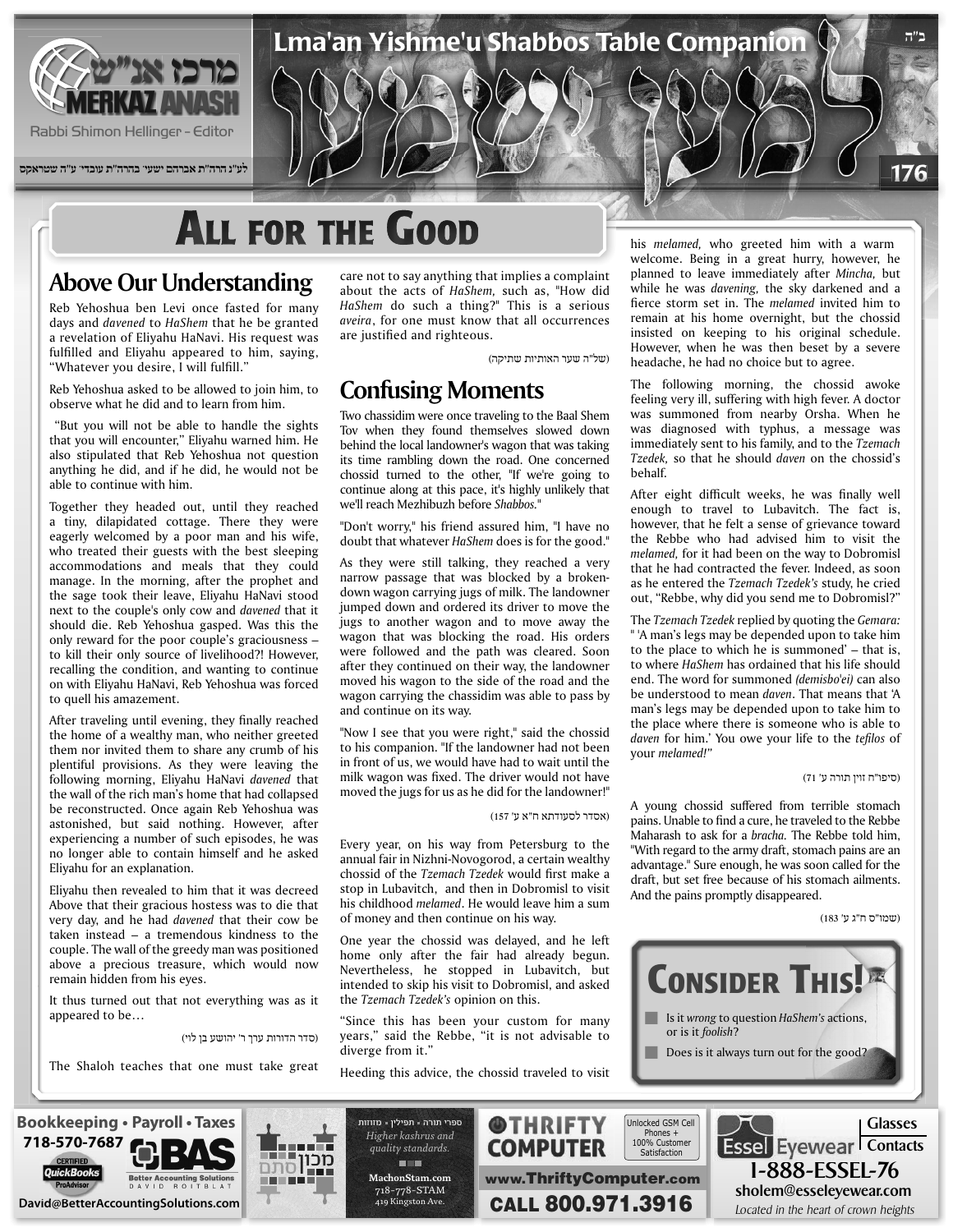ב"ה

# Lma'an Yishme'u Shabbos Table Companion

Rabbi Shimon Hellinger - Editor

לע"נ הרה"ת אברהם ישעי' בהרה"ת עובדי' ע"ה שטראקס

## ALL FOR THE GOOD

### Above Our Understanding

Reb Yehoshua ben Levi once fasted for many days and *davened* to *HaShem* that he be granted a revelation of Eliyahu HaNavi. His request was fulfilled and Eliyahu appeared to him, saying, "Whatever you desire, I will fulfill."

Reb Yehoshua asked to be allowed to join him, to observe what he did and to learn from him.

"But you will not be able to handle the sights that you will encounter," Eliyahu warned him. He also stipulated that Reb Yehoshua not question anything he did, and if he did, he would not be able to continue with him.

Together they headed out, until they reached a tiny, dilapidated cottage. There they were eagerly welcomed by a poor man and his wife, who treated their guests with the best sleeping accommodations and meals that they could manage. In the morning, after the prophet and the sage took their leave, Eliyahu HaNavi stood next to the couple's only cow and *davened* that it should die. Reb Yehoshua gasped. Was this the only reward for the poor couple's graciousness – to kill their only source of livelihood?! However, recalling the condition, and wanting to continue on with Eliyahu HaNavi, Reb Yehoshua was forced to quell his amazement.

After traveling until evening, they finally reached the home of a wealthy man, who neither greeted them nor invited them to share any crumb of his plentiful provisions. As they were leaving the following morning, Eliyahu HaNavi *davened* that the wall of the rich man's home that had collapsed be reconstructed. Once again Reb Yehoshua was astonished, but said nothing. However, after experiencing a number of such episodes, he was no longer able to contain himself and he asked Eliyahu for an explanation.

Eliyahu then revealed to him that it was decreed Above that their gracious hostess was to die that very day, and he had *davened* that their cow be taken instead – a tremendous kindness to the couple. The wall of the greedy man was positioned above a precious treasure, which would now remain hidden from his eyes.

It thus turned out that not everything was as it appeared to be…

(סדר הדורות ערך ר' יהושע בן לוי)

The Shaloh teaches that one must take great care not to say anything that implies a complaint about the acts of *HaShem*, such as, "How did *HaShem* do such a thing?" This is a serious *aveira*, for one must know that all occurrences are justified and righteous.

(של"ה שער האותיות שתיקה)

### Confusing Moments

Two chassidim were once traveling to the Baal Shem Tov when they found themselves slowed down behind the local landowner's wagon that was taking its time rambling down the road. One concerned chossid turned to the other, "If we're going to continue along at this pace, it's highly unlikely that we'll reach Mezhibuzh before *Shabbos*."

"Don't worry," his friend assured him, "I have no doubt that whatever *HaShem* does is for the good."

As they were still talking, they reached a very narrow passage that was blocked by a broken-down wagon carrying jugs of milk. The landowner jumped down and ordered its driver to move the jugs to another wagon and to move away the wagon that was blocking the road. His orders were followed and the path was cleared. Soon after they continued on their way, the landowner moved his wagon to the side of the road and the wagon carrying the chassidim was able to pass by and continue on its way.

"Now I see that you were right," said the chossid to his companion. "If the landowner had not been in front of us, we would have had to wait until the milk wagon was fixed. The driver would not have moved the jugs for us as he did for the landowner!"

(אסדר לסעודתא ח"א ע' 157)

Every year, on his way from Petersburg to the annual fair in Nizhni-Novogorod, a certain wealthy chossid of the *Tzemach Tzedek* would first make a stop in Lubavitch, and then in Dobromisl to visit his childhood *melamed*. He would leave him a sum of money and then continue on his way.

One year the chossid was delayed, and he left home only after the fair had already begun. Nevertheless, he stopped in Lubavitch, but intended to skip his visit to Dobromisl, and asked the *Tzemach Tzedek's* opinion on this.

"Since this has been your custom for many years," said the Rebbe, "it is not advisable to diverge from it."

Heeding this advice, the chossid traveled to visit his *melamed,* who greeted him with a warm welcome. Being in a great hurry, however, he planned to leave immediately after *Mincha,* but while he was *davening,* the sky darkened and a fierce storm set in. The *melamed* invited him to remain at his home overnight, but the chossid insisted on keeping to his original schedule. However, when he was then beset by a severe headache, he had no choice but to agree.

The following morning, the chossid awoke feeling very ill, suffering with high fever. A doctor was summoned from nearby Orsha. When he was diagnosed with typhus, a message was immediately sent to his family, and to the *Tzemach Tzedek,* so that he should *daven* on the chossid's behalf.

After eight difficult weeks, he was finally well enough to travel to Lubavitch. The fact is, however, that he felt a sense of grievance toward the Rebbe who had advised him to visit the *melamed,* for it had been on the way to Dobromisl that he had contracted the fever. Indeed, as soon as he entered the *Tzemach Tzedek's* study, he cried out, "Rebbe, why did you send me to Dobromisl?"

The *Tzemach Tzedek* replied by quoting the *Gemara:* " 'A man's legs may be depended upon to take him to the place to which he is summoned' – that is, to where *HaShem* has ordained that his life should end. The word for summoned *(demisbo'ei)* can also be understood to mean *daven*. That means that 'A man's legs may be depended upon to take him to the place where there is someone who is able to *daven* for him.' You owe your life to the *tefilos* of your *melamed!*"

(סיפו"ח זוין תורה ע' 71)

A young chossid suffered from terrible stomach pains. Unable to find a cure, he traveled to the Rebbe Maharash to ask for a *bracha.* The Rebbe told him, "With regard to the army draft, stomach pains are an advantage." Sure enough, he was soon called for the draft, but set free because of his stomach ailments. And the pains promptly disappeared.

(שמו"ס ח"ג ע' 183)

### Consider This!

- Is it *wrong* to question *HaShem's* actions, or is it *foolish*?
- Does is it always turn out for the good?

---

Bookkeeping • Payroll • Taxes 718-570-7687 BAS Better Accounting Solutions David Roitblat David@BetterAccountingSolutions.com

ספרי תורה • תפילין • מזוזות Higher kashrus and quality standards. MachonStam.com 718-778-STAM 419 Kingston Ave.

THRIFTY COMPUTER Unlocked GSM Cell Phones + 100% Customer Satisfaction www.ThriftyComputer.com CALL 800.971.3916

Essel Eyewear Glasses Contacts 1-888-ESSEL-76 sholem@esseleyewear.com Located in the heart of crown heights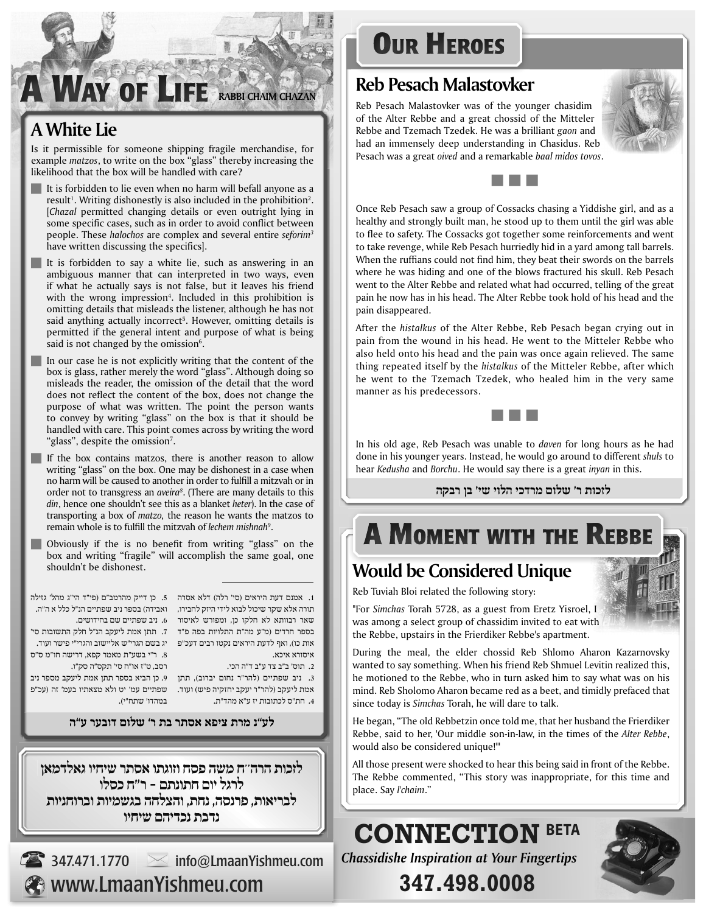# A Way of Life

RABBI CHAIM CHAZAN

## A White Lie

Is it permissible for someone shipping fragile merchandise, for example *matzos*, to write on the box "glass" thereby increasing the likelihood that the box will be handled with care?

- It is forbidden to lie even when no harm will befall anyone as a result[1]. Writing dishonestly is also included in the prohibition[2]. [*Chazal* permitted changing details or even outright lying in some specific cases, such as in order to avoid conflict between people. These *halochos* are complex and several entire *seforim*[3] have written discussing the specifics].
- It is forbidden to say a white lie, such as answering in an ambiguous manner that can interpreted in two ways, even if what he actually says is not false, but it leaves his friend with the wrong impression[4]. Included in this prohibition is omitting details that misleads the listener, although he has not said anything actually incorrect[5]. However, omitting details is permitted if the general intent and purpose of what is being said is not changed by the omission[6].
- In our case he is not explicitly writing that the content of the box is glass, rather merely the word "glass". Although doing so misleads the reader, the omission of the detail that the word does not reflect the content of the box, does not change the purpose of what was written. The point the person wants to convey by writing "glass" on the box is that it should be handled with care. This point comes across by writing the word "glass", despite the omission[7].
- If the box contains matzos, there is another reason to allow writing "glass" on the box. One may be dishonest in a case when no harm will be caused to another in order to fulfill a mitzvah or in order not to transgress an *aveira*[8]. (There are many details to this *din*, hence one shouldn't see this as a blanket *heter*). In the case of transporting a box of *matzo,* the reason he wants the matzos to remain whole is to fulfill the mitzvah of *lechem mishnah*[9].
- Obviously if the is no benefit from writing "glass" on the box and writing "fragile" will accomplish the same goal, one shouldn't be dishonest.

---

1. אמנם דעת היראים (סי' רלה) דלא אסרה תורה אלא שקר שיכול לבוא לידי היזק לחבירו, שאר רבוותא לא חלקו כן, ומפורש לאיסור בספר חרדים (מ"ע מה"ת התלויות בפה פ"ד אות כו), ואף לדעת היראים נקטו רבים דעכ"פ איסורא איכא.
2. תוס' ב"ב צד ע"ב ד"ה הכי.
3. ניב שפתיים (להר"ר נחום יברוב), תתן אמת ליעקב (להר"ר יעקב יחזקיה פיש) ועוד.
4. חת"ס לכתובות יז ע"א מהד"ת.
5. כן דייק מהרמב"ם (פי"ד הי"ג מהל' גזילה ואבידה) בספר ניב שפתיים הנ"ל כלל א ה"ה.
6. ניב שפתיים שם בחידושים.
7. תתן אמת ליעקב הנ"ל חלק התשובות סי' יג בשם הגרי"ש אלישוב והגרי"י פישר ועוד.
8. ר"י בשע"ת מאמר קפא, דרישה חו"מ ס"ס רסב, ט"ז או"ח סי' תקס"ה סק"ז.
9. כן הביא בספר תתן אמת ליעקב מספר ניב שפתיים עמ' יט ולא מצאתיו בעמ' זה (עכ"פ במהדו' שתח"י).

**לע"נ מרת ציפא אסתר בת ר' שלום דובער ע"ה**

**לזכות הרה"ח משה פסח וזוגתו אסתר שיחיו גאלדמאן**
**לרגל יום חתונתם - ר"ח כסלו**
**לבריאות, פרנסה, נחת, והצלחה בגשמיות וברוחניות**
**נדבת נכדיהם שיחיו**

347.471.1770 info@LmaanYishmeu.com
www.LmaanYishmeu.com

# Our Heroes

## Reb Pesach Malastovker

Reb Pesach Malastovker was of the younger chasidim of the Alter Rebbe and a great chossid of the Mitteler Rebbe and Tzemach Tzedek. He was a brilliant *gaon* and had an immensely deep understanding in Chasidus. Reb Pesach was a great *oived* and a remarkable *baal midos tovos*.

■ ■ ■

Once Reb Pesach saw a group of Cossacks chasing a Yiddishe girl, and as a healthy and strongly built man, he stood up to them until the girl was able to flee to safety. The Cossacks got together some reinforcements and went to take revenge, while Reb Pesach hurriedly hid in a yard among tall barrels. When the ruffians could not find him, they beat their swords on the barrels where he was hiding and one of the blows fractured his skull. Reb Pesach went to the Alter Rebbe and related what had occurred, telling of the great pain he now has in his head. The Alter Rebbe took hold of his head and the pain disappeared.

After the *histalkus* of the Alter Rebbe, Reb Pesach began crying out in pain from the wound in his head. He went to the Mitteler Rebbe who also held onto his head and the pain was once again relieved. The same thing repeated itself by the *histalkus* of the Mitteler Rebbe, after which he went to the Tzemach Tzedek, who healed him in the very same manner as his predecessors.

■ ■ ■

In his old age, Reb Pesach was unable to *daven* for long hours as he had done in his younger years. Instead, he would go around to different *shuls* to hear *Kedusha* and *Borchu*. He would say there is a great *inyan* in this.

**לזכות ר' שלום מרדכי הלוי שי' בן רבקה**

# A Moment with the Rebbe

## Would be Considered Unique

Reb Tuviah Bloi related the following story:

"For *Simchas* Torah 5728, as a guest from Eretz Yisroel, I was among a select group of chassidim invited to eat with the Rebbe, upstairs in the Frierdiker Rebbe's apartment.

During the meal, the elder chossid Reb Shlomo Aharon Kazarnovsky wanted to say something. When his friend Reb Shmuel Levitin realized this, he motioned to the Rebbe, who in turn asked him to say what was on his mind. Reb Sholomo Aharon became red as a beet, and timidly prefaced that since today is *Simchas* Torah, he will dare to talk.

He began, "The old Rebbetzin once told me, that her husband the Frierdiker Rebbe, said to her, 'Our middle son-in-law, in the times of the *Alter Rebbe*, would also be considered unique!'"

All those present were shocked to hear this being said in front of the Rebbe. The Rebbe commented, "This story was inappropriate, for this time and place. Say *l'chaim*."

**CONNECTION** BETA

*Chassidishe Inspiration at Your Fingertips*

347.498.0008